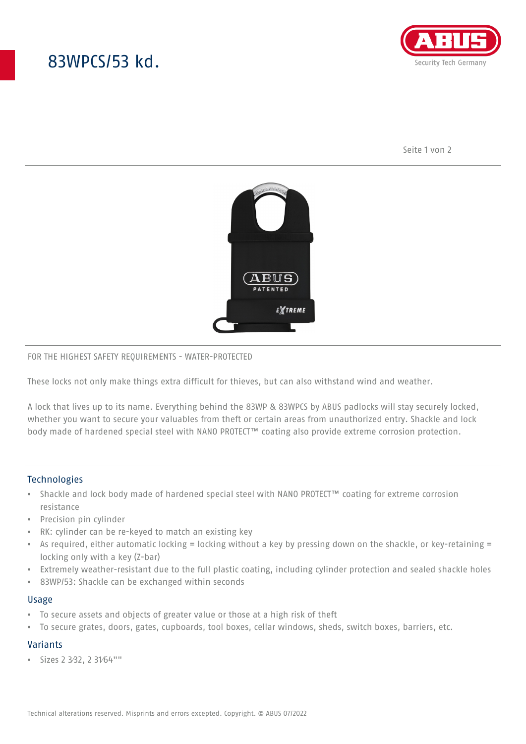# 83WPCS/53 kd.

FOR THE HIGHEST SAFETY REQUIREMENTS - WATER-PROTECTED

These locks not only make things extra difficult for thieves, but can also withstand wind and weather.

A lock that lives up to its name. Everything behind the 83WP & 83WPCS by ABUS padlocks will stay securely locked, whether you want to secure your valuables from theft or certain areas from unauthorized entry. Shackle and lock body made of hardened special steel with NANO PROTECT™ coating also provide extreme corrosion protection.

## Technologies

- Shackle and lock body made of hardened special steel with NANO PROTECT™ coating for extreme corrosion resistance
- Precision pin cylinder
- RK: cylinder can be re-keyed to match an existing key
- As required, either automatic locking = locking without a key by pressing down on the shackle, or key-retaining = locking only with a key (Z-bar)
- Extremely weather-resistant due to the full plastic coating, including cylinder protection and sealed shackle holes
- 83WP/53: Shackle can be exchanged within seconds

## Usage

- To secure assets and objects of greater value or those at a high risk of theft
- To secure grates, doors, gates, cupboards, tool boxes, cellar windows, sheds, switch boxes, barriers, etc.

## Variants

- Sizes 2 3⁄32, 2 31⁄64""

Technical alterations reserved. Misprints and errors excepted. Copyright. © ABUS 07/2022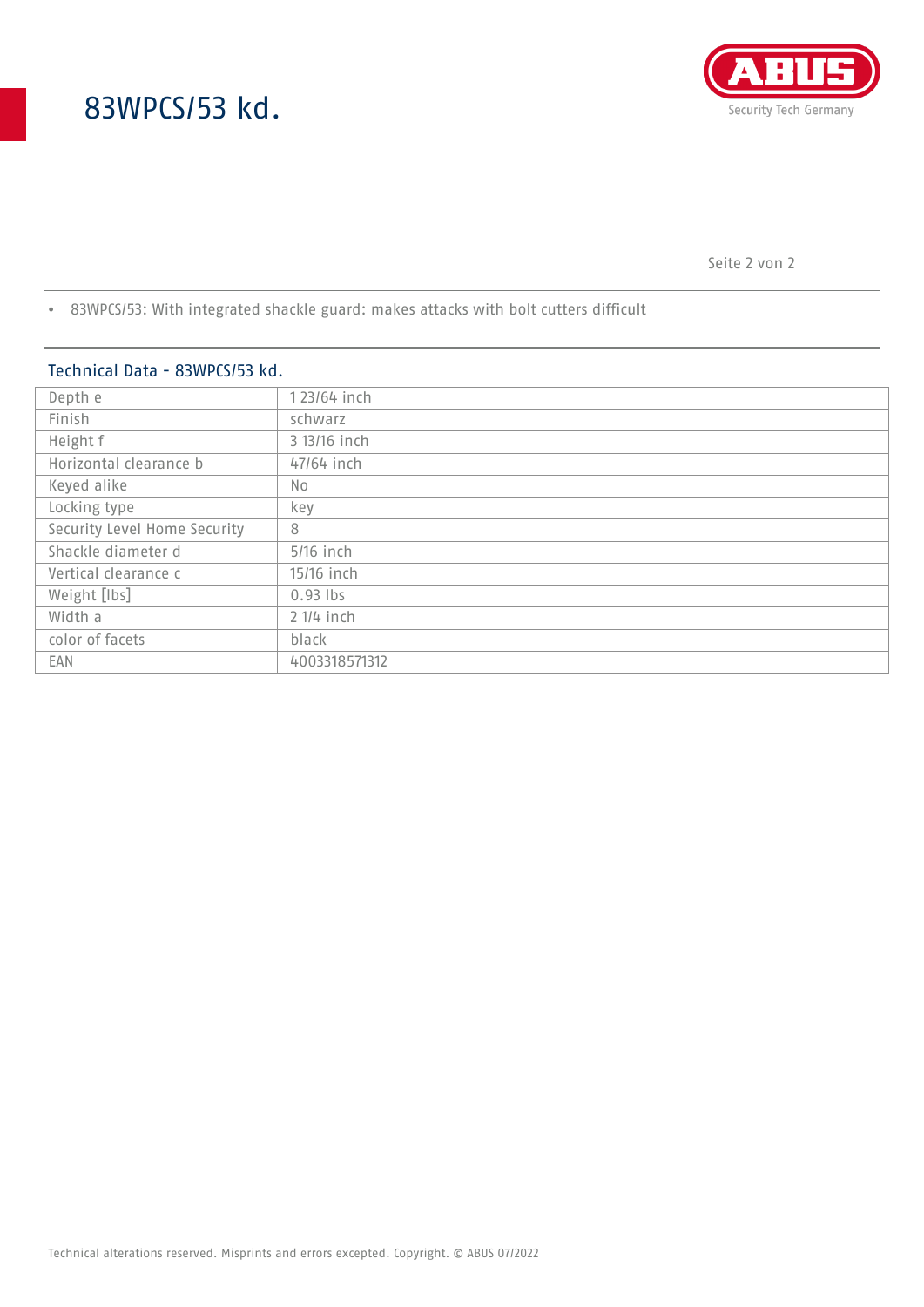# 83WPCS/53 kd.

- 83WPCS/53: With integrated shackle guard: makes attacks with bolt cutters difficult

## Technical Data - 83WPCS/53 kd.

| | |
|---|---|
| Depth e | 1 23/64 inch |
| Finish | schwarz |
| Height f | 3 13/16 inch |
| Horizontal clearance b | 47/64 inch |
| Keyed alike | No |
| Locking type | key |
| Security Level Home Security | 8 |
| Shackle diameter d | 5/16 inch |
| Vertical clearance c | 15/16 inch |
| Weight [lbs] | 0.93 lbs |
| Width a | 2 1/4 inch |
| color of facets | black |
| EAN | 4003318571312 |

Technical alterations reserved. Misprints and errors excepted. Copyright. © ABUS 07/2022